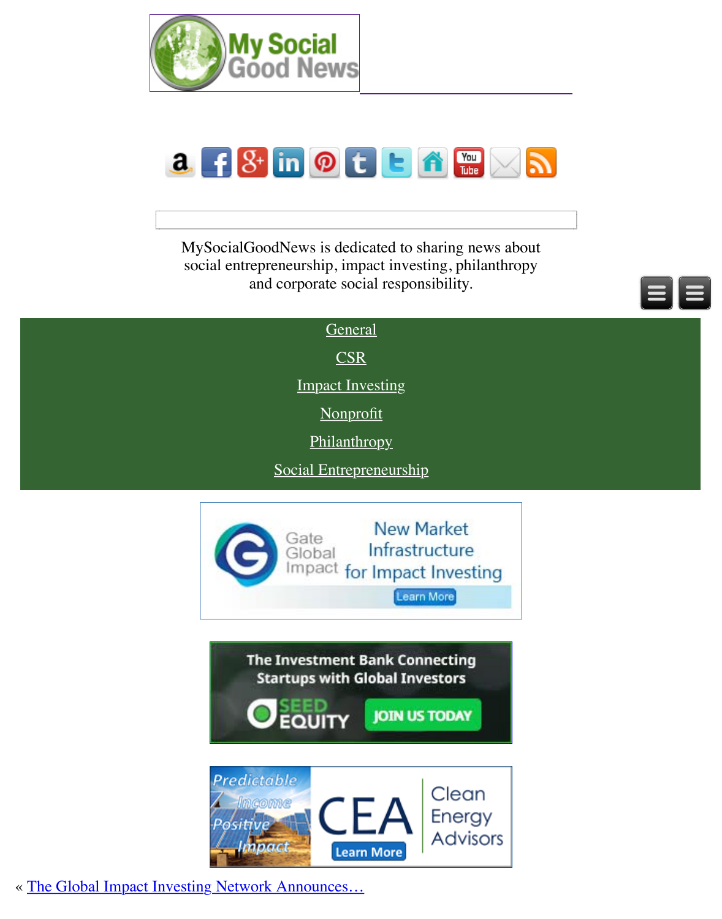MySocialGoodNews is dedicated to sharing news about social entrepreneurship, impact investing, philanthropy and corporate social responsibility.

- General
- CSR
- Impact Investing
- Nonprofit
- Philanthropy
- Social Entrepreneurship

« The Global Impact Investing Network Announces…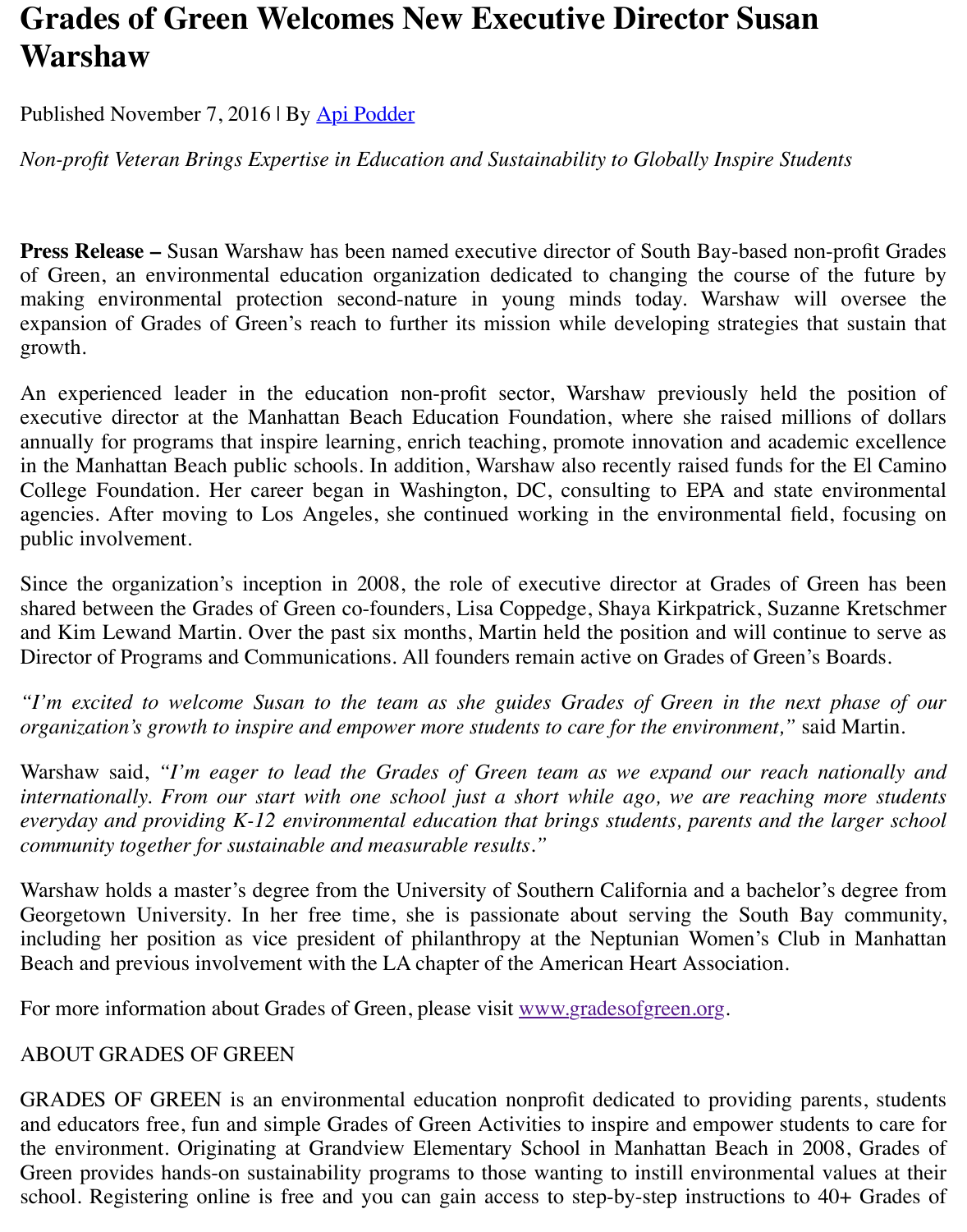# Grades of Green Welcomes New Executive Director Susan Warshaw

Published November 7, 2016 | By [Api Podder](#)

*Non-profit Veteran Brings Expertise in Education and Sustainability to Globally Inspire Students*

**Press Release –** Susan Warshaw has been named executive director of South Bay-based non-profit Grades of Green, an environmental education organization dedicated to changing the course of the future by making environmental protection second-nature in young minds today. Warshaw will oversee the expansion of Grades of Green's reach to further its mission while developing strategies that sustain that growth.

An experienced leader in the education non-profit sector, Warshaw previously held the position of executive director at the Manhattan Beach Education Foundation, where she raised millions of dollars annually for programs that inspire learning, enrich teaching, promote innovation and academic excellence in the Manhattan Beach public schools. In addition, Warshaw also recently raised funds for the El Camino College Foundation. Her career began in Washington, DC, consulting to EPA and state environmental agencies. After moving to Los Angeles, she continued working in the environmental field, focusing on public involvement.

Since the organization's inception in 2008, the role of executive director at Grades of Green has been shared between the Grades of Green co-founders, Lisa Coppedge, Shaya Kirkpatrick, Suzanne Kretschmer and Kim Lewand Martin. Over the past six months, Martin held the position and will continue to serve as Director of Programs and Communications. All founders remain active on Grades of Green's Boards.

*"I'm excited to welcome Susan to the team as she guides Grades of Green in the next phase of our organization's growth to inspire and empower more students to care for the environment,"* said Martin.

Warshaw said, *"I'm eager to lead the Grades of Green team as we expand our reach nationally and internationally. From our start with one school just a short while ago, we are reaching more students everyday and providing K-12 environmental education that brings students, parents and the larger school community together for sustainable and measurable results."*

Warshaw holds a master's degree from the University of Southern California and a bachelor's degree from Georgetown University. In her free time, she is passionate about serving the South Bay community, including her position as vice president of philanthropy at the Neptunian Women's Club in Manhattan Beach and previous involvement with the LA chapter of the American Heart Association.

For more information about Grades of Green, please visit [www.gradesofgreen.org](http://www.gradesofgreen.org).

ABOUT GRADES OF GREEN

GRADES OF GREEN is an environmental education nonprofit dedicated to providing parents, students and educators free, fun and simple Grades of Green Activities to inspire and empower students to care for the environment. Originating at Grandview Elementary School in Manhattan Beach in 2008, Grades of Green provides hands-on sustainability programs to those wanting to instill environmental values at their school. Registering online is free and you can gain access to step-by-step instructions to 40+ Grades of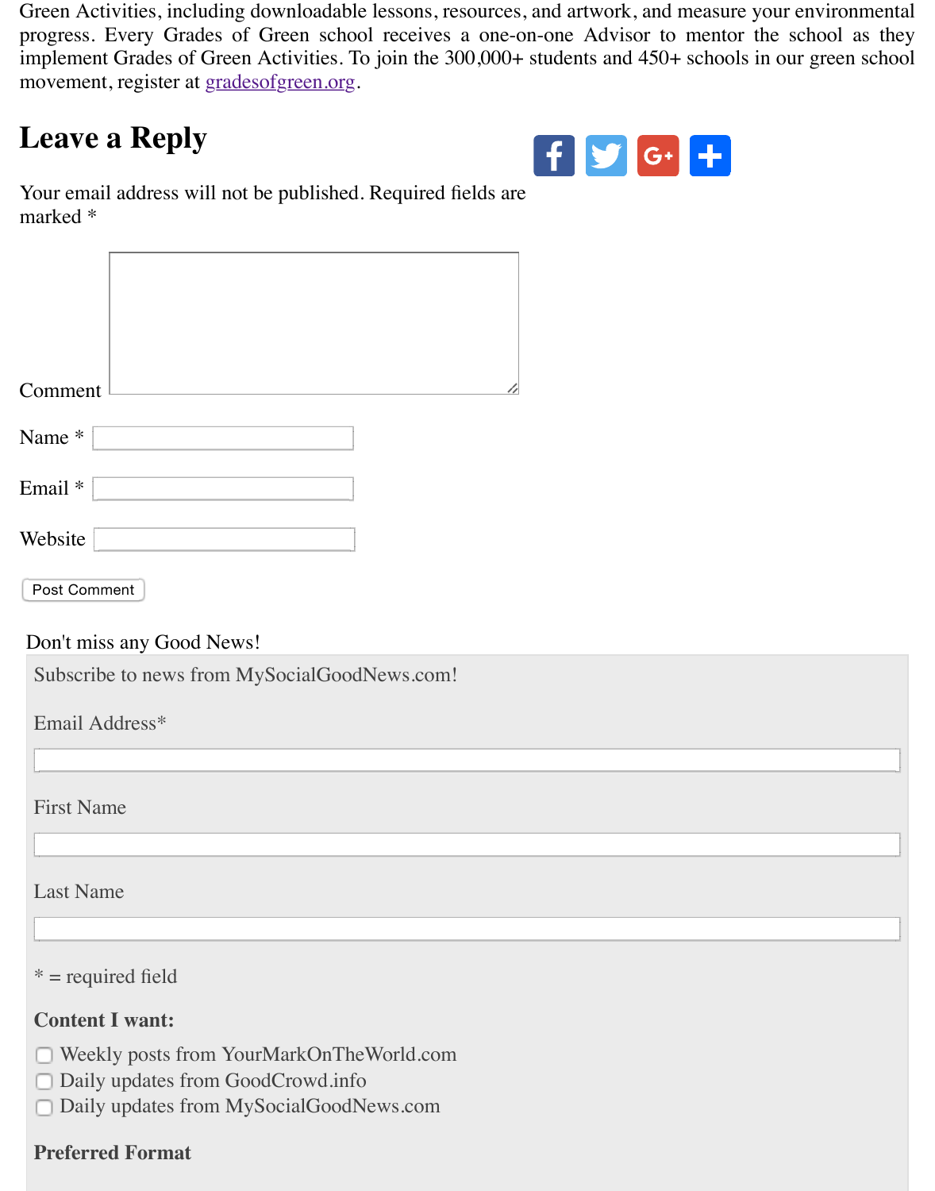Green Activities, including downloadable lessons, resources, and artwork, and measure your environmental progress. Every Grades of Green school receives a one-on-one Advisor to mentor the school as they implement Grades of Green Activities. To join the 300,000+ students and 450+ schools in our green school movement, register at gradesofgreen.org.

## Leave a Reply

Your email address will not be published. Required fields are marked *

Comment

Name *

Email *

Website

Post Comment

Don't miss any Good News!

Subscribe to news from MySocialGoodNews.com!

Email Address*

First Name

Last Name

* = required field

**Content I want:**

- Weekly posts from YourMarkOnTheWorld.com
- Daily updates from GoodCrowd.info
- Daily updates from MySocialGoodNews.com

**Preferred Format**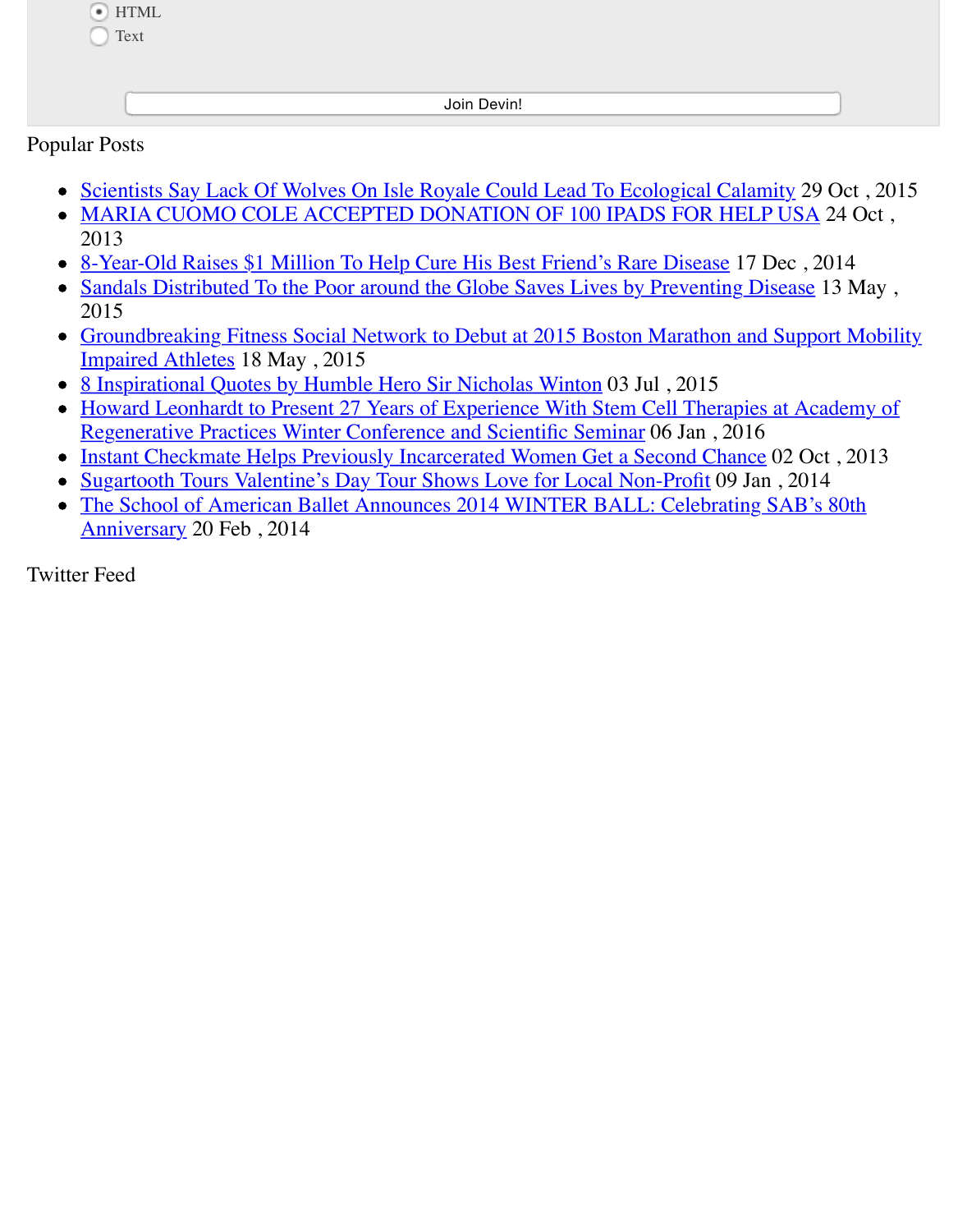- HTML
- Text

Join Devin!

Popular Posts

- Scientists Say Lack Of Wolves On Isle Royale Could Lead To Ecological Calamity 29 Oct , 2015
- MARIA CUOMO COLE ACCEPTED DONATION OF 100 IPADS FOR HELP USA 24 Oct , 2013
- 8-Year-Old Raises $1 Million To Help Cure His Best Friend's Rare Disease 17 Dec , 2014
- Sandals Distributed To the Poor around the Globe Saves Lives by Preventing Disease 13 May , 2015
- Groundbreaking Fitness Social Network to Debut at 2015 Boston Marathon and Support Mobility Impaired Athletes 18 May , 2015
- 8 Inspirational Quotes by Humble Hero Sir Nicholas Winton 03 Jul , 2015
- Howard Leonhardt to Present 27 Years of Experience With Stem Cell Therapies at Academy of Regenerative Practices Winter Conference and Scientific Seminar 06 Jan , 2016
- Instant Checkmate Helps Previously Incarcerated Women Get a Second Chance 02 Oct , 2013
- Sugartooth Tours Valentine's Day Tour Shows Love for Local Non-Profit 09 Jan , 2014
- The School of American Ballet Announces 2014 WINTER BALL: Celebrating SAB's 80th Anniversary 20 Feb , 2014

Twitter Feed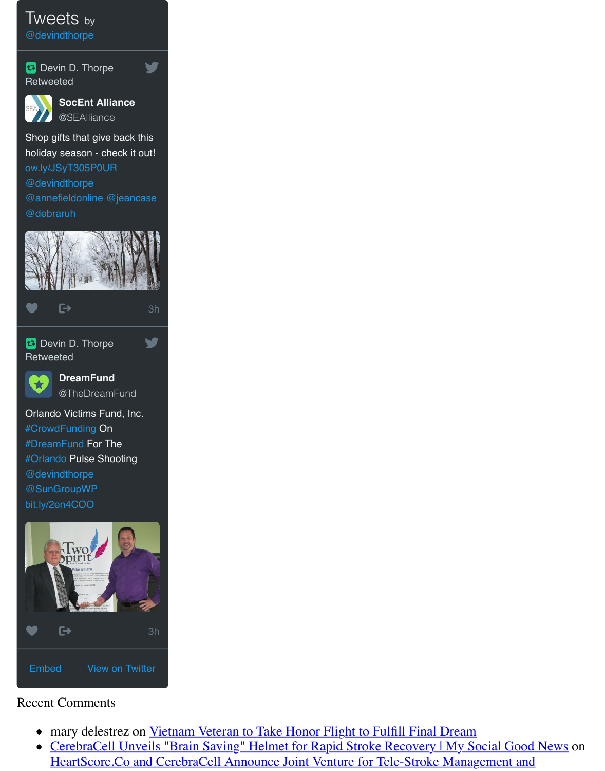Tweets by @devindthorpe

Devin D. Thorpe Retweeted

**SocEnt Alliance** @SEAlliance

Shop gifts that give back this holiday season - check it out! ow.ly/JSyT305P0UR @devindthorpe @annefieldonline @jeancase @debraruh

3h

Devin D. Thorpe Retweeted

**DreamFund** @TheDreamFund

Orlando Victims Fund, Inc. #CrowdFunding On #DreamFund For The #Orlando Pulse Shooting @devindthorpe @SunGroupWP bit.ly/2en4COO

3h

Embed View on Twitter

Recent Comments

- mary delestrez on Vietnam Veteran to Take Honor Flight to Fulfill Final Dream
- CerebraCell Unveils "Brain Saving" Helmet for Rapid Stroke Recovery | My Social Good News on HeartScore.Co and CerebraCell Announce Joint Venture for Tele-Stroke Management and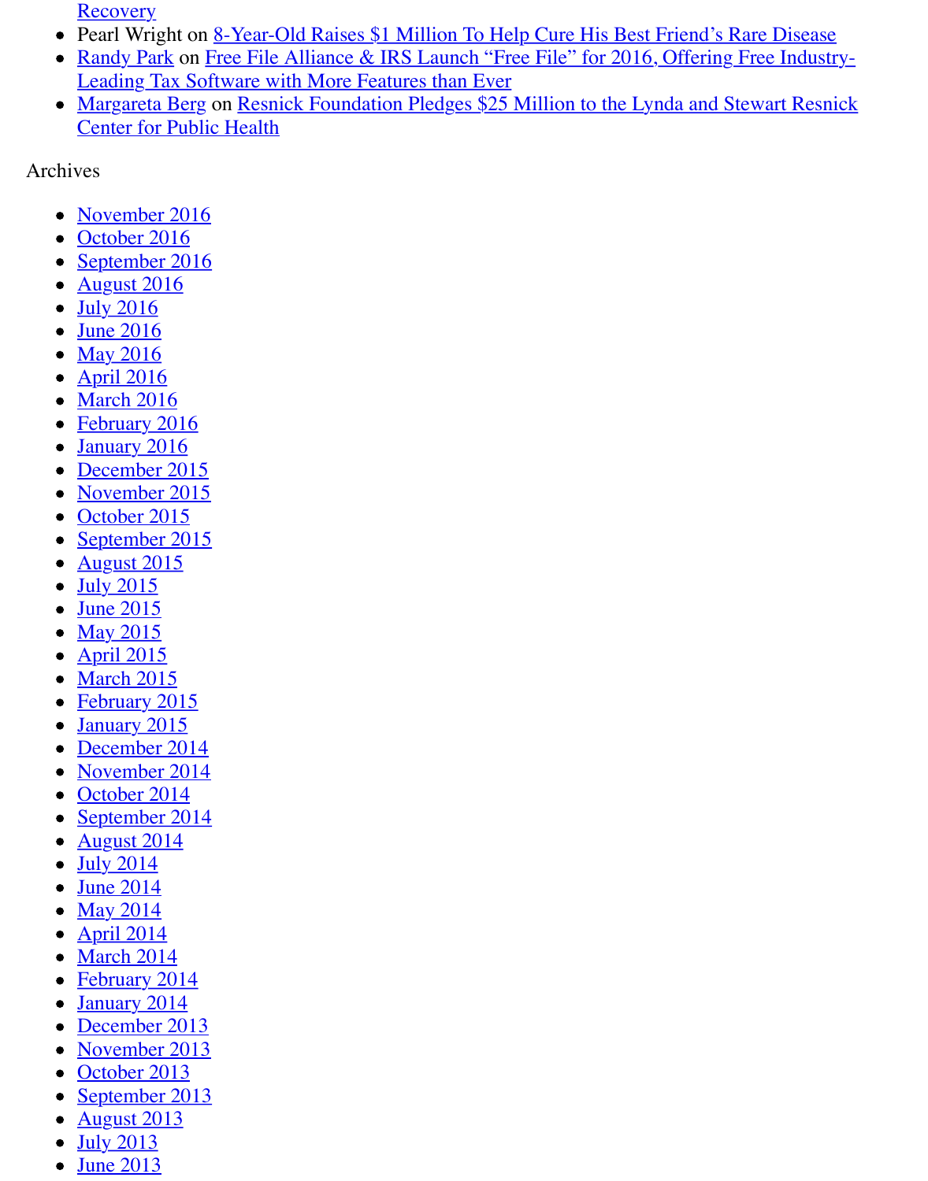Recovery
- Pearl Wright on 8-Year-Old Raises $1 Million To Help Cure His Best Friend's Rare Disease
- Randy Park on Free File Alliance & IRS Launch "Free File" for 2016, Offering Free Industry-Leading Tax Software with More Features than Ever
- Margareta Berg on Resnick Foundation Pledges $25 Million to the Lynda and Stewart Resnick Center for Public Health

Archives

- November 2016
- October 2016
- September 2016
- August 2016
- July 2016
- June 2016
- May 2016
- April 2016
- March 2016
- February 2016
- January 2016
- December 2015
- November 2015
- October 2015
- September 2015
- August 2015
- July 2015
- June 2015
- May 2015
- April 2015
- March 2015
- February 2015
- January 2015
- December 2014
- November 2014
- October 2014
- September 2014
- August 2014
- July 2014
- June 2014
- May 2014
- April 2014
- March 2014
- February 2014
- January 2014
- December 2013
- November 2013
- October 2013
- September 2013
- August 2013
- July 2013
- June 2013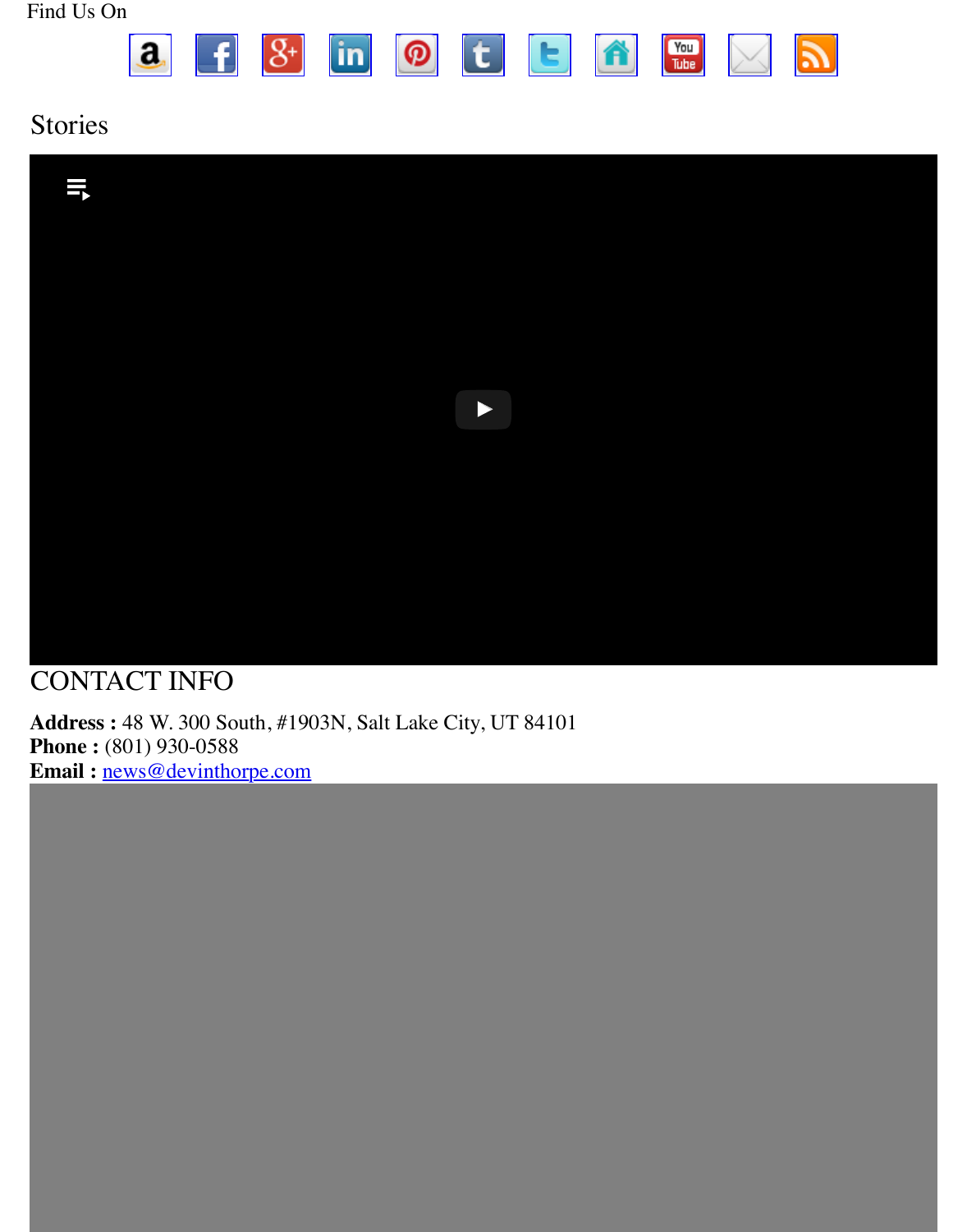Find Us On

## Stories

## CONTACT INFO

**Address :** 48 W. 300 South, #1903N, Salt Lake City, UT 84101
**Phone :** (801) 930-0588
**Email :** news@devinthorpe.com